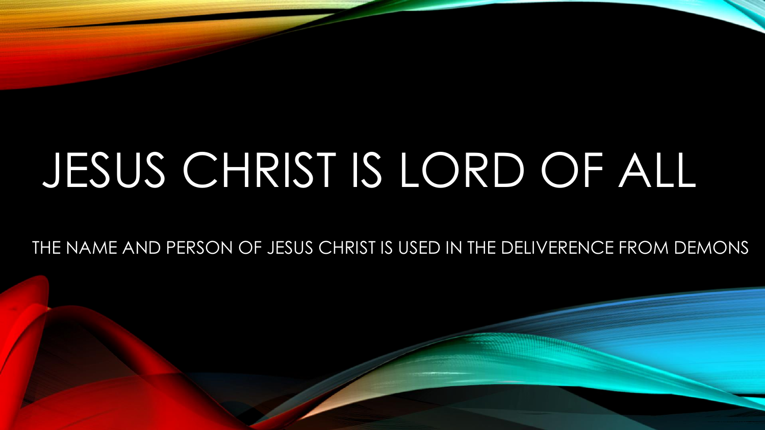# JESUS CHRIST IS LORD OF ALL

THE NAME AND PERSON OF JESUS CHRIST IS USED IN THE DELIVERENCE FROM DEMONS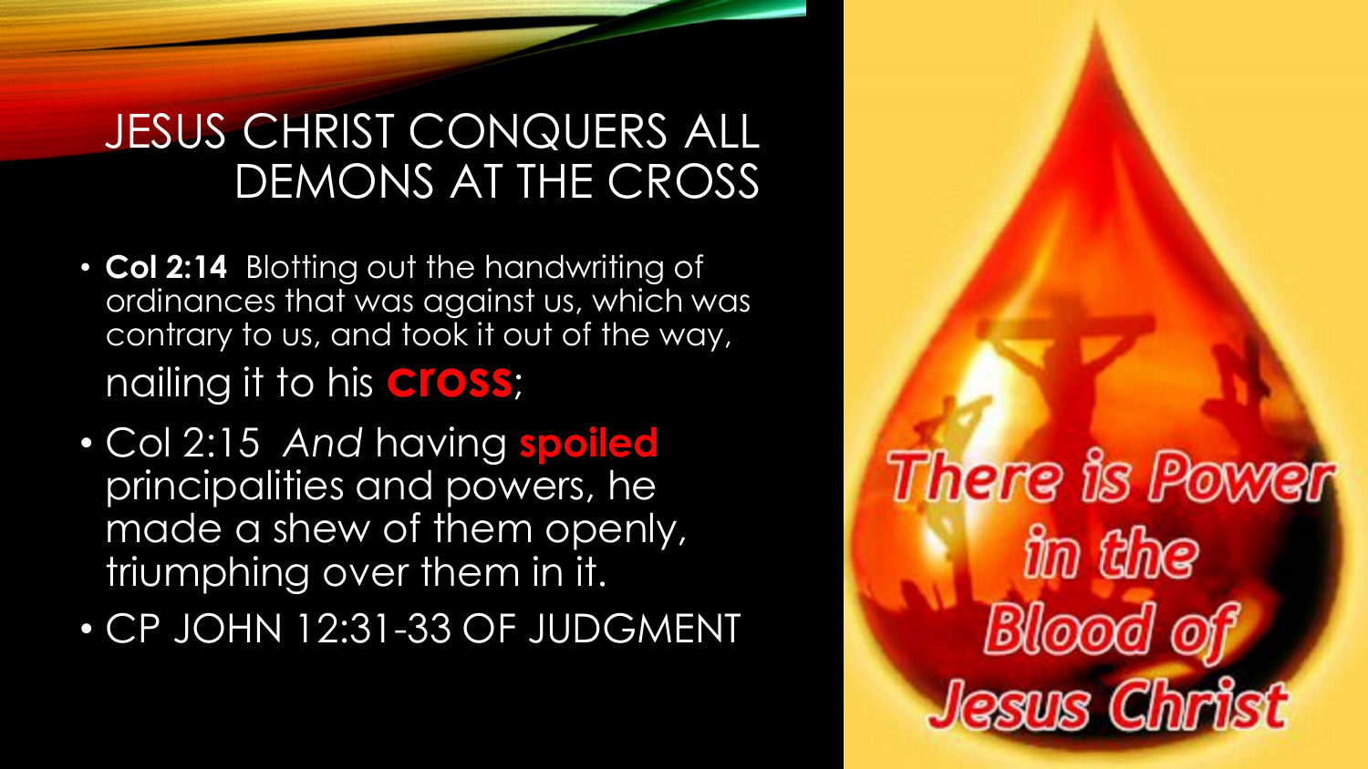# JESUS CHRIST CONQUERS ALL DEMONS AT THE CROSS

- **Col 2:14** Blotting out the handwriting of ordinances that was against us, which was contrary to us, and took it out of the way, nailing it to his **cross**;
- Col 2:15 *And* having **spoiled** principalities and powers, he made a shew of them openly, triumphing over them in it.
- CP JOHN 12:31-33 OF JUDGMENT

There is Power in the Blood of Jesus Christ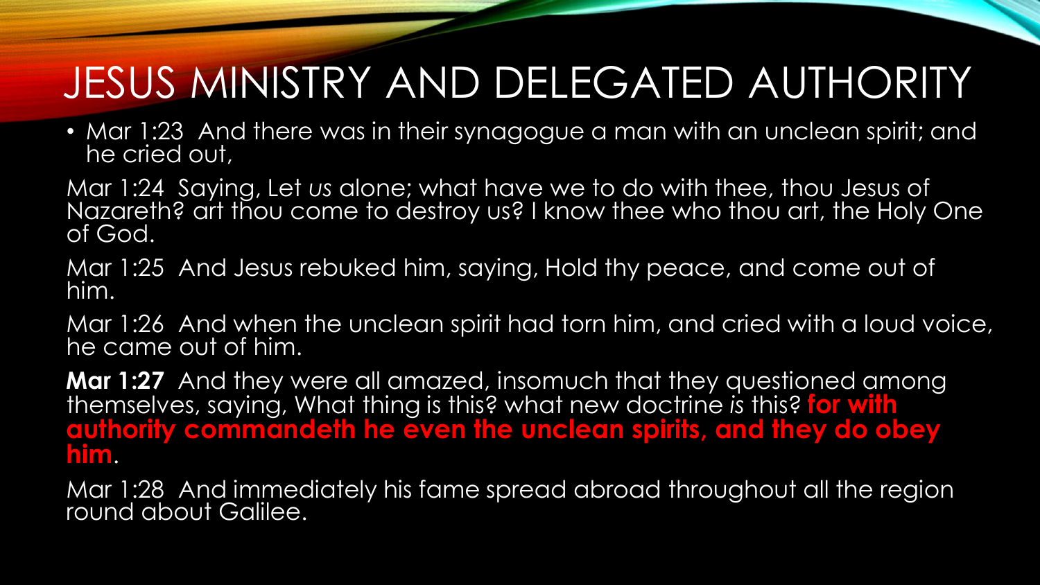# JESUS MINISTRY AND DELEGATED AUTHORITY

- Mar 1:23 And there was in their synagogue a man with an unclean spirit; and he cried out,

Mar 1:24 Saying, Let *us* alone; what have we to do with thee, thou Jesus of Nazareth? art thou come to destroy us? I know thee who thou art, the Holy One of God.

Mar 1:25 And Jesus rebuked him, saying, Hold thy peace, and come out of him.

Mar 1:26 And when the unclean spirit had torn him, and cried with a loud voice, he came out of him.

**Mar 1:27** And they were all amazed, insomuch that they questioned among themselves, saying, What thing is this? what new doctrine *is* this? **for with authority commandeth he even the unclean spirits, and they do obey him**.

Mar 1:28 And immediately his fame spread abroad throughout all the region round about Galilee.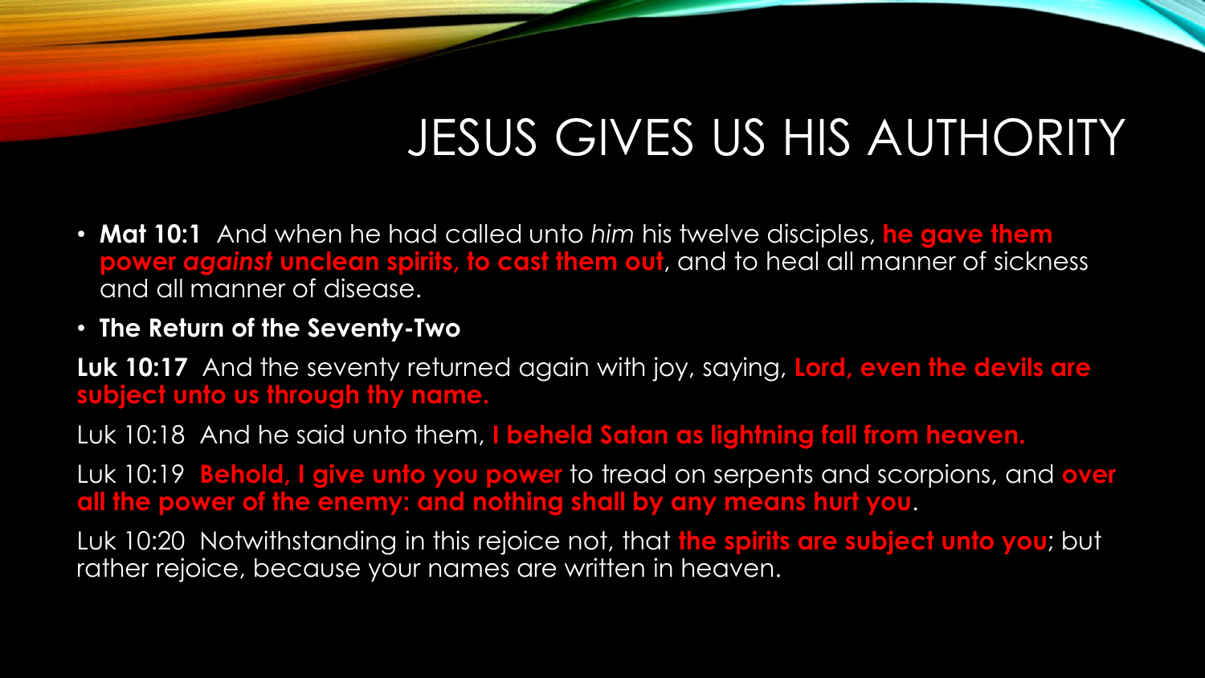# JESUS GIVES US HIS AUTHORITY

- **Mat 10:1** And when he had called unto *him* his twelve disciples, **he gave them power *against* unclean spirits, to cast them out**, and to heal all manner of sickness and all manner of disease.
- **The Return of the Seventy-Two**

**Luk 10:17** And the seventy returned again with joy, saying, **Lord, even the devils are subject unto us through thy name.**

Luk 10:18 And he said unto them, **I beheld Satan as lightning fall from heaven.**

Luk 10:19 **Behold, I give unto you power** to tread on serpents and scorpions, and **over all the power of the enemy: and nothing shall by any means hurt you**.

Luk 10:20 Notwithstanding in this rejoice not, that **the spirits are subject unto you**; but rather rejoice, because your names are written in heaven.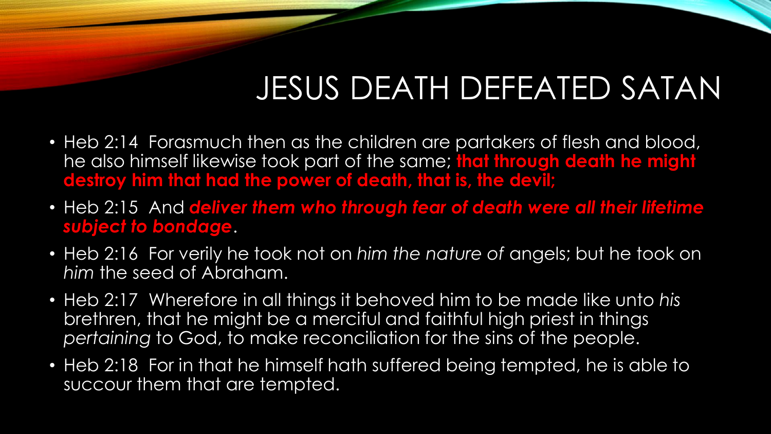# JESUS DEATH DEFEATED SATAN

- Heb 2:14 Forasmuch then as the children are partakers of flesh and blood, he also himself likewise took part of the same; **that through death he might destroy him that had the power of death, that is, the devil;**
- Heb 2:15 And ***deliver them who through fear of death were all their lifetime subject to bondage***.
- Heb 2:16 For verily he took not on *him the nature of* angels; but he took on *him* the seed of Abraham.
- Heb 2:17 Wherefore in all things it behoved him to be made like unto *his* brethren, that he might be a merciful and faithful high priest in things *pertaining* to God, to make reconciliation for the sins of the people.
- Heb 2:18 For in that he himself hath suffered being tempted, he is able to succour them that are tempted.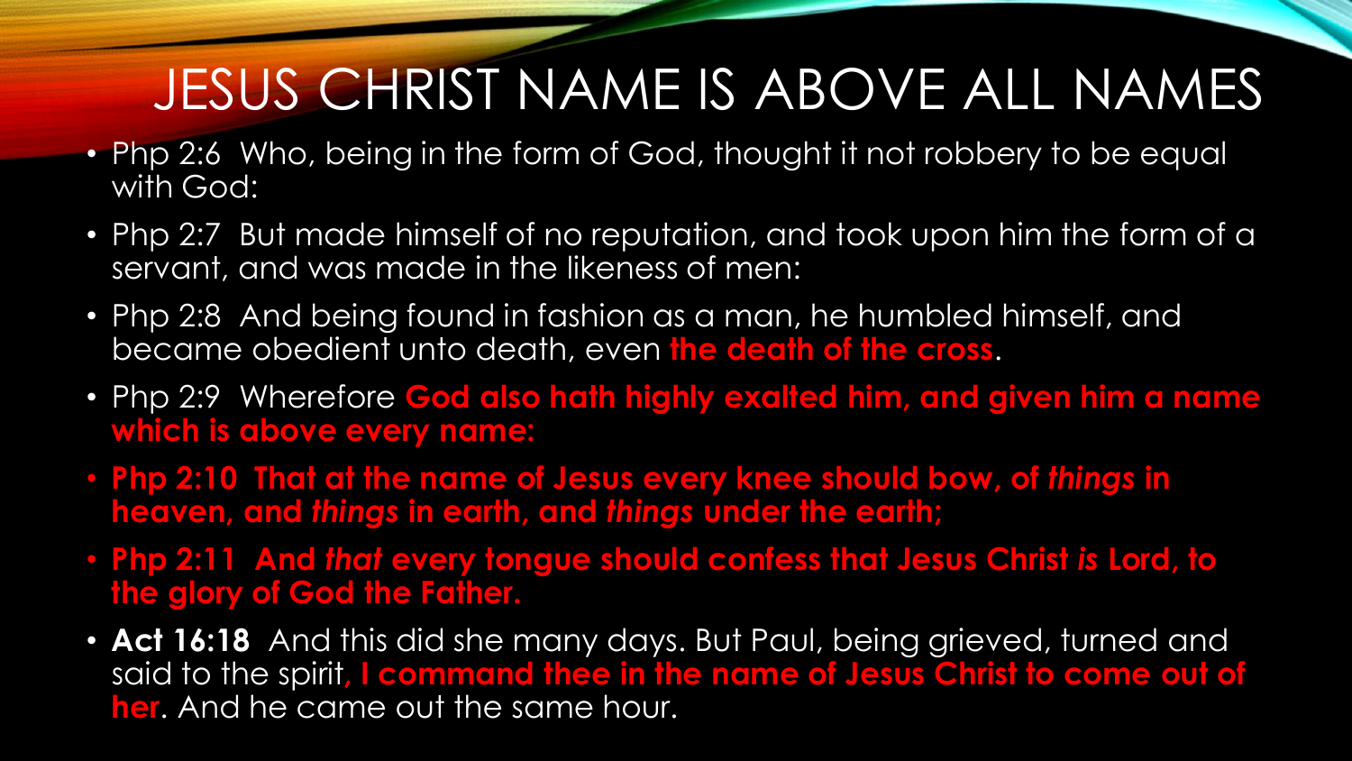# JESUS CHRIST NAME IS ABOVE ALL NAMES

- Php 2:6 Who, being in the form of God, thought it not robbery to be equal with God:
- Php 2:7 But made himself of no reputation, and took upon him the form of a servant, and was made in the likeness of men:
- Php 2:8 And being found in fashion as a man, he humbled himself, and became obedient unto death, even **the death of the cross**.
- Php 2:9 Wherefore **God also hath highly exalted him, and given him a name which is above every name:**
- **Php 2:10 That at the name of Jesus every knee should bow, of *things* in heaven, and *things* in earth, and *things* under the earth;**
- **Php 2:11 And *that* every tongue should confess that Jesus Christ *is* Lord, to the glory of God the Father.**
- **Act 16:18** And this did she many days. But Paul, being grieved, turned and said to the spirit, **I command thee in the name of Jesus Christ to come out of her**. And he came out the same hour.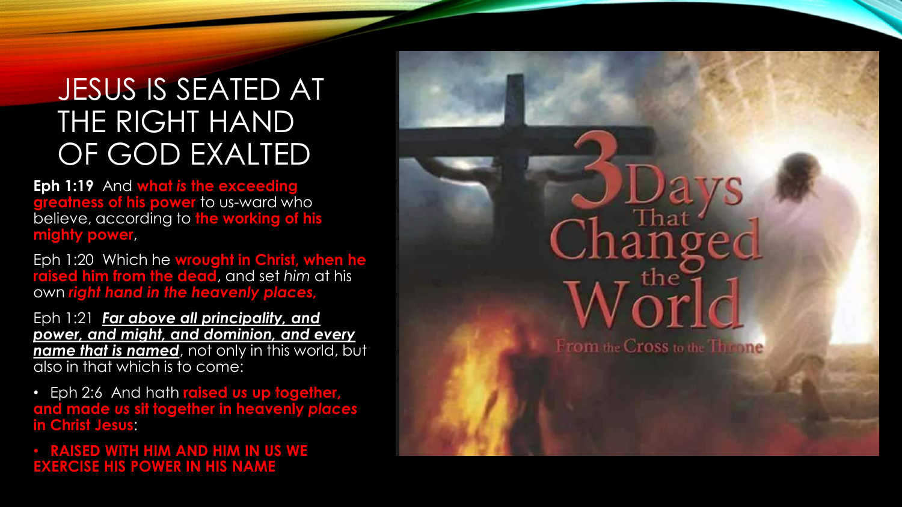# JESUS IS SEATED AT THE RIGHT HAND OF GOD EXALTED

**Eph 1:19** And **what *is* the exceeding greatness of his power** to us-ward who believe, according to **the working of his mighty power**,

Eph 1:20 Which he **wrought in Christ, when he raised him from the dead**, and set *him* at his own ***right hand in the heavenly places,***

Eph 1:21 ***Far above all principality, and power, and might, and dominion, and every name that is named***, not only in this world, but also in that which is to come:

- Eph 2:6 And hath **raised *us* up together, and made *us* sit together in heavenly *places* in Christ Jesus**:
- **RAISED WITH HIM AND HIM IN US WE EXERCISE HIS POWER IN HIS NAME**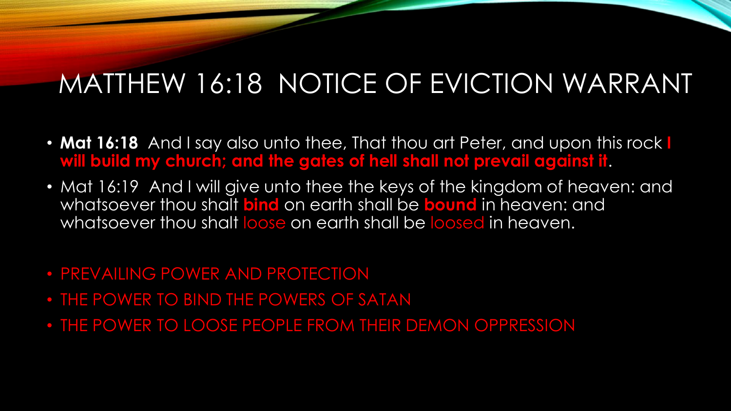# MATTHEW 16:18 NOTICE OF EVICTION WARRANT

- **Mat 16:18** And I say also unto thee, That thou art Peter, and upon this rock **I will build my church; and the gates of hell shall not prevail against it**.
- Mat 16:19 And I will give unto thee the keys of the kingdom of heaven: and whatsoever thou shalt **bind** on earth shall be **bound** in heaven: and whatsoever thou shalt loose on earth shall be loosed in heaven.

- PREVAILING POWER AND PROTECTION
- THE POWER TO BIND THE POWERS OF SATAN
- THE POWER TO LOOSE PEOPLE FROM THEIR DEMON OPPRESSION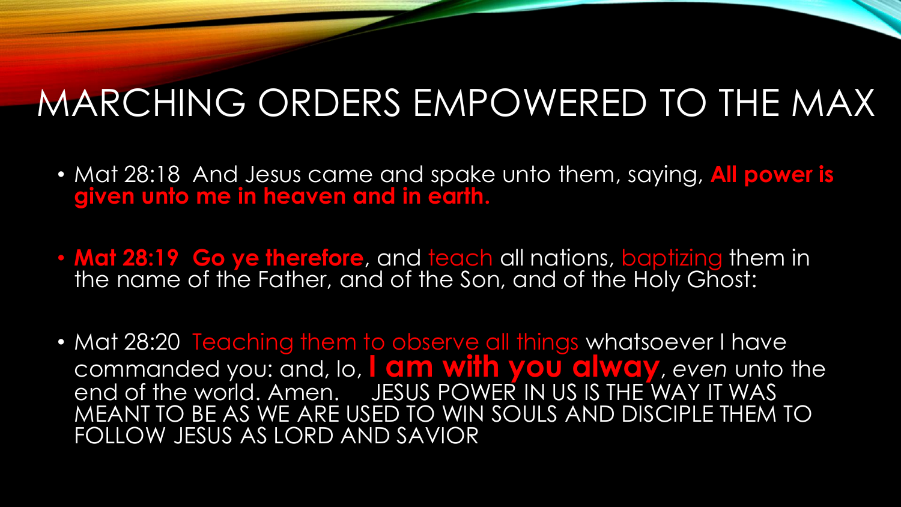# MARCHING ORDERS EMPOWERED TO THE MAX

- Mat 28:18 And Jesus came and spake unto them, saying, **All power is given unto me in heaven and in earth.**

- **Mat 28:19 Go ye therefore**, and teach all nations, baptizing them in the name of the Father, and of the Son, and of the Holy Ghost:

- Mat 28:20 Teaching them to observe all things whatsoever I have commanded you: and, lo, **I am with you alway**, *even* unto the end of the world. Amen. JESUS POWER IN US IS THE WAY IT WAS MEANT TO BE AS WE ARE USED TO WIN SOULS AND DISCIPLE THEM TO FOLLOW JESUS AS LORD AND SAVIOR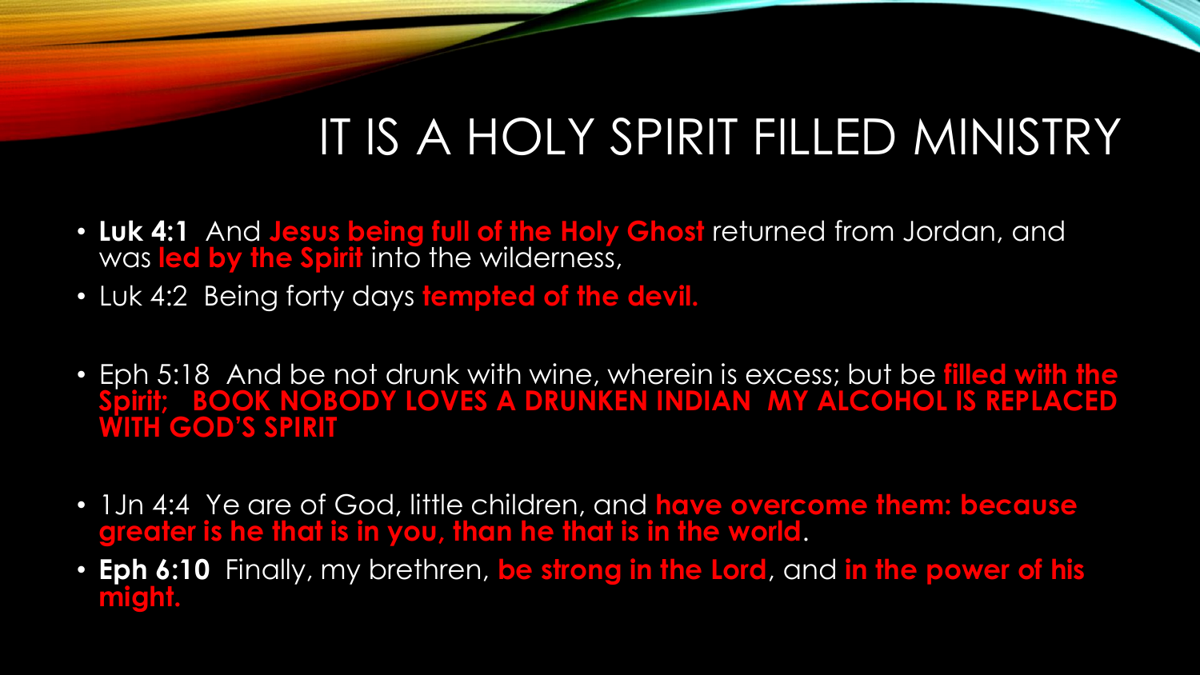# IT IS A HOLY SPIRIT FILLED MINISTRY

- **Luk 4:1** And **Jesus being full of the Holy Ghost** returned from Jordan, and was **led by the Spirit** into the wilderness,
- Luk 4:2 Being forty days **tempted of the devil.**
- Eph 5:18 And be not drunk with wine, wherein is excess; but be **filled with the Spirit; BOOK NOBODY LOVES A DRUNKEN INDIAN MY ALCOHOL IS REPLACED WITH GOD'S SPIRIT**
- 1Jn 4:4 Ye are of God, little children, and **have overcome them: because greater is he that is in you, than he that is in the world**.
- **Eph 6:10** Finally, my brethren, **be strong in the Lord**, and **in the power of his might.**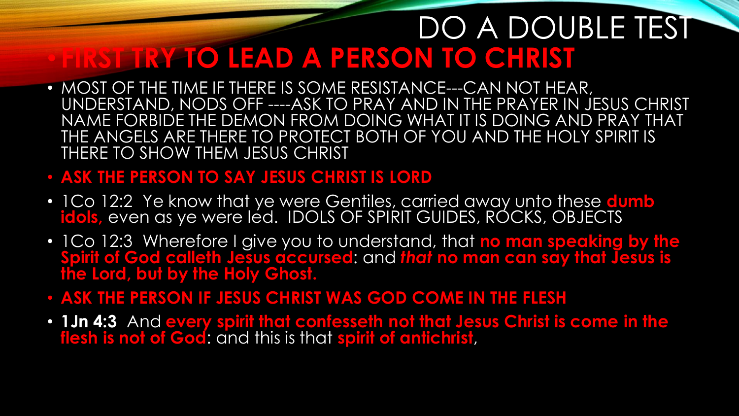# DO A DOUBLE TEST

- **FIRST TRY TO LEAD A PERSON TO CHRIST**
- MOST OF THE TIME IF THERE IS SOME RESISTANCE---CAN NOT HEAR, UNDERSTAND, NODS OFF ----ASK TO PRAY AND IN THE PRAYER IN JESUS CHRIST NAME FORBIDE THE DEMON FROM DOING WHAT IT IS DOING AND PRAY THAT THE ANGELS ARE THERE TO PROTECT BOTH OF YOU AND THE HOLY SPIRIT IS THERE TO SHOW THEM JESUS CHRIST
- **ASK THE PERSON TO SAY JESUS CHRIST IS LORD**
- 1Co 12:2 Ye know that ye were Gentiles, carried away unto these **dumb idols,** even as ye were led. IDOLS OF SPIRIT GUIDES, ROCKS, OBJECTS
- 1Co 12:3 Wherefore I give you to understand, that **no man speaking by the Spirit of God calleth Jesus accursed**: and *that* **no man can say that Jesus is the Lord, but by the Holy Ghost.**
- **ASK THE PERSON IF JESUS CHRIST WAS GOD COME IN THE FLESH**
- **1Jn 4:3** And **every spirit that confesseth not that Jesus Christ is come in the flesh is not of God**: and this is that **spirit of antichrist**,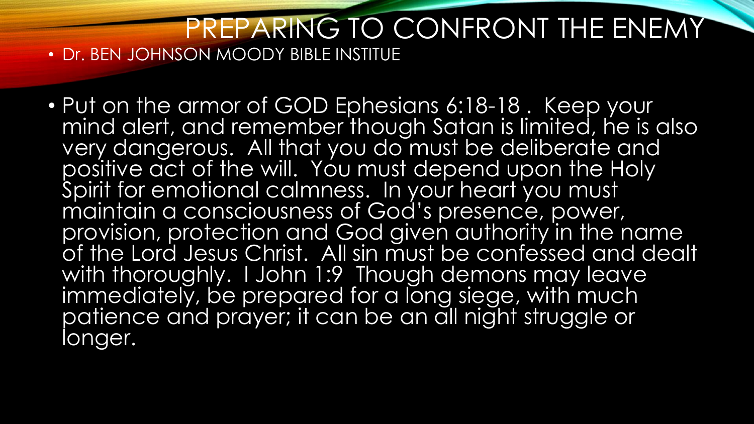# PREPARING TO CONFRONT THE ENEMY

- Dr. BEN JOHNSON MOODY BIBLE INSTITUE

- Put on the armor of GOD Ephesians 6:18-18 . Keep your mind alert, and remember though Satan is limited, he is also very dangerous. All that you do must be deliberate and positive act of the will. You must depend upon the Holy Spirit for emotional calmness. In your heart you must maintain a consciousness of God's presence, power, provision, protection and God given authority in the name of the Lord Jesus Christ. All sin must be confessed and dealt with thoroughly. I John 1:9 Though demons may leave immediately, be prepared for a long siege, with much patience and prayer; it can be an all night struggle or longer.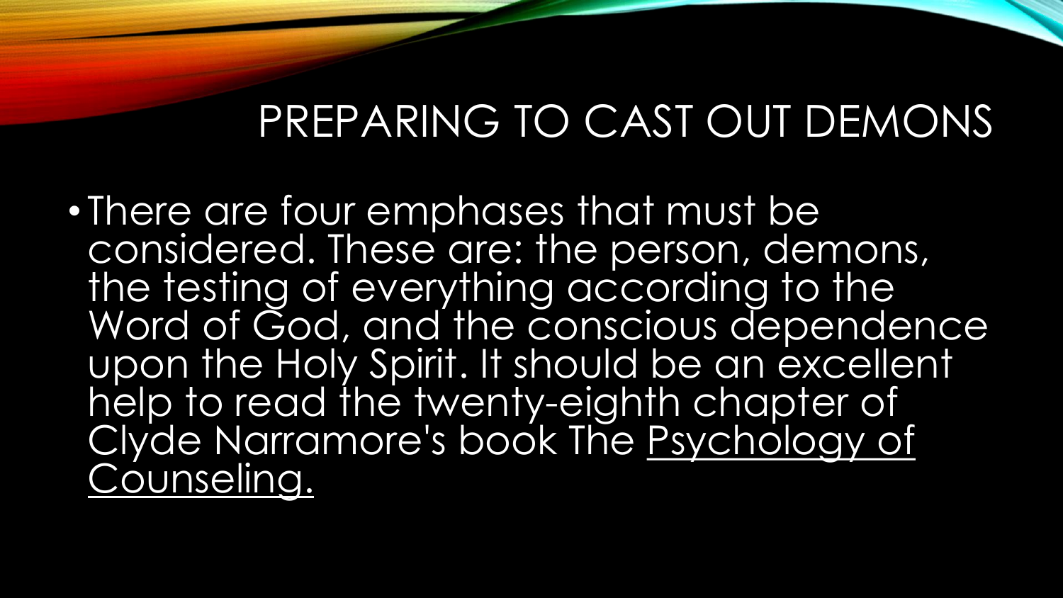# PREPARING TO CAST OUT DEMONS

- There are four emphases that must be considered. These are: the person, demons, the testing of everything according to the Word of God, and the conscious dependence upon the Holy Spirit. It should be an excellent help to read the twenty-eighth chapter of Clyde Narramore's book The Psychology of Counseling.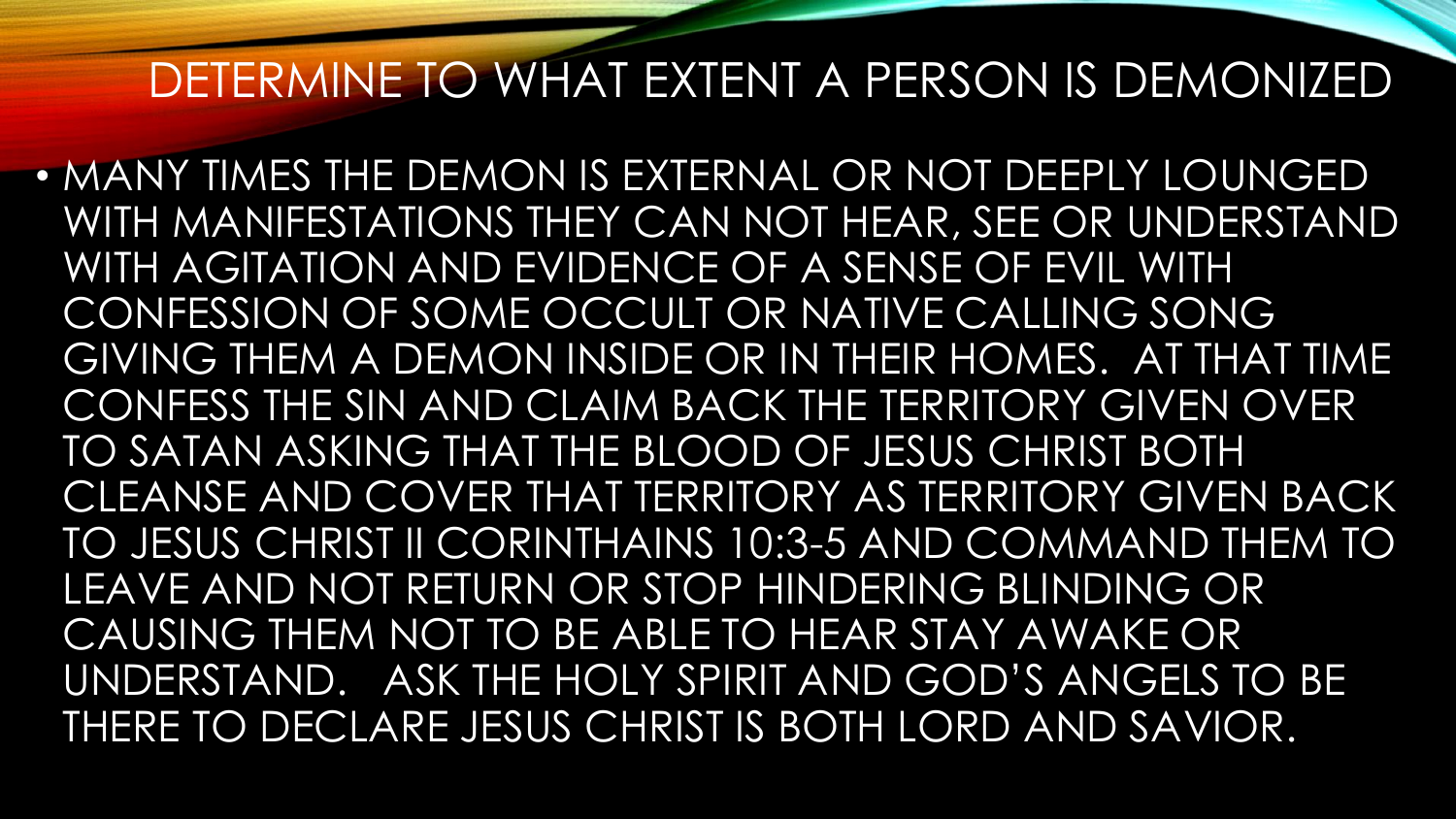# DETERMINE TO WHAT EXTENT A PERSON IS DEMONIZED

- MANY TIMES THE DEMON IS EXTERNAL OR NOT DEEPLY LOUNGED WITH MANIFESTATIONS THEY CAN NOT HEAR, SEE OR UNDERSTAND WITH AGITATION AND EVIDENCE OF A SENSE OF EVIL WITH CONFESSION OF SOME OCCULT OR NATIVE CALLING SONG GIVING THEM A DEMON INSIDE OR IN THEIR HOMES. AT THAT TIME CONFESS THE SIN AND CLAIM BACK THE TERRITORY GIVEN OVER TO SATAN ASKING THAT THE BLOOD OF JESUS CHRIST BOTH CLEANSE AND COVER THAT TERRITORY AS TERRITORY GIVEN BACK TO JESUS CHRIST II CORINTHAINS 10:3-5 AND COMMAND THEM TO LEAVE AND NOT RETURN OR STOP HINDERING BLINDING OR CAUSING THEM NOT TO BE ABLE TO HEAR STAY AWAKE OR UNDERSTAND. ASK THE HOLY SPIRIT AND GOD'S ANGELS TO BE THERE TO DECLARE JESUS CHRIST IS BOTH LORD AND SAVIOR.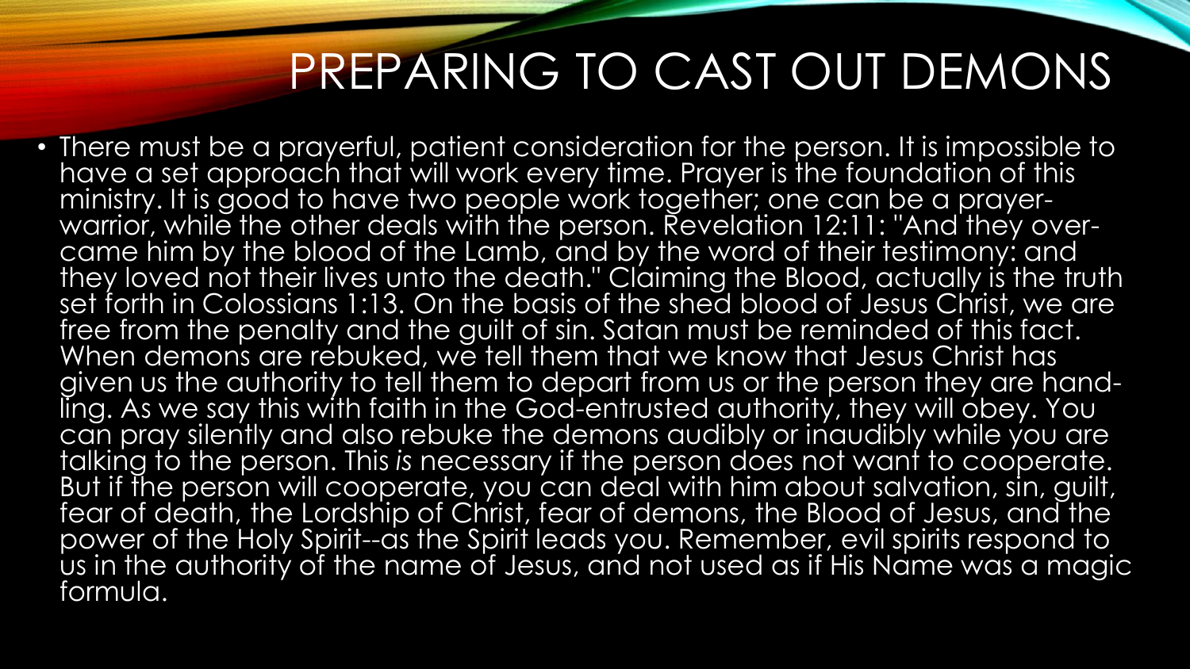# PREPARING TO CAST OUT DEMONS

- There must be a prayerful, patient consideration for the person. It is impossible to have a set approach that will work every time. Prayer is the foundation of this ministry. It is good to have two people work together; one can be a prayer-warrior, while the other deals with the person. Revelation 12:11: "And they over-came him by the blood of the Lamb, and by the word of their testimony: and they loved not their lives unto the death." Claiming the Blood, actually is the truth set forth in Colossians 1:13. On the basis of the shed blood of Jesus Christ, we are free from the penalty and the guilt of sin. Satan must be reminded of this fact. When demons are rebuked, we tell them that we know that Jesus Christ has given us the authority to tell them to depart from us or the person they are hand-ling. As we say this with faith in the God-entrusted authority, they will obey. You can pray silently and also rebuke the demons audibly or inaudibly while you are talking to the person. This *is* necessary if the person does not want to cooperate. But if the person will cooperate, you can deal with him about salvation, sin, guilt, fear of death, the Lordship of Christ, fear of demons, the Blood of Jesus, and the power of the Holy Spirit--as the Spirit leads you. Remember, evil spirits respond to us in the authority of the name of Jesus, and not used as if His Name was a magic formula.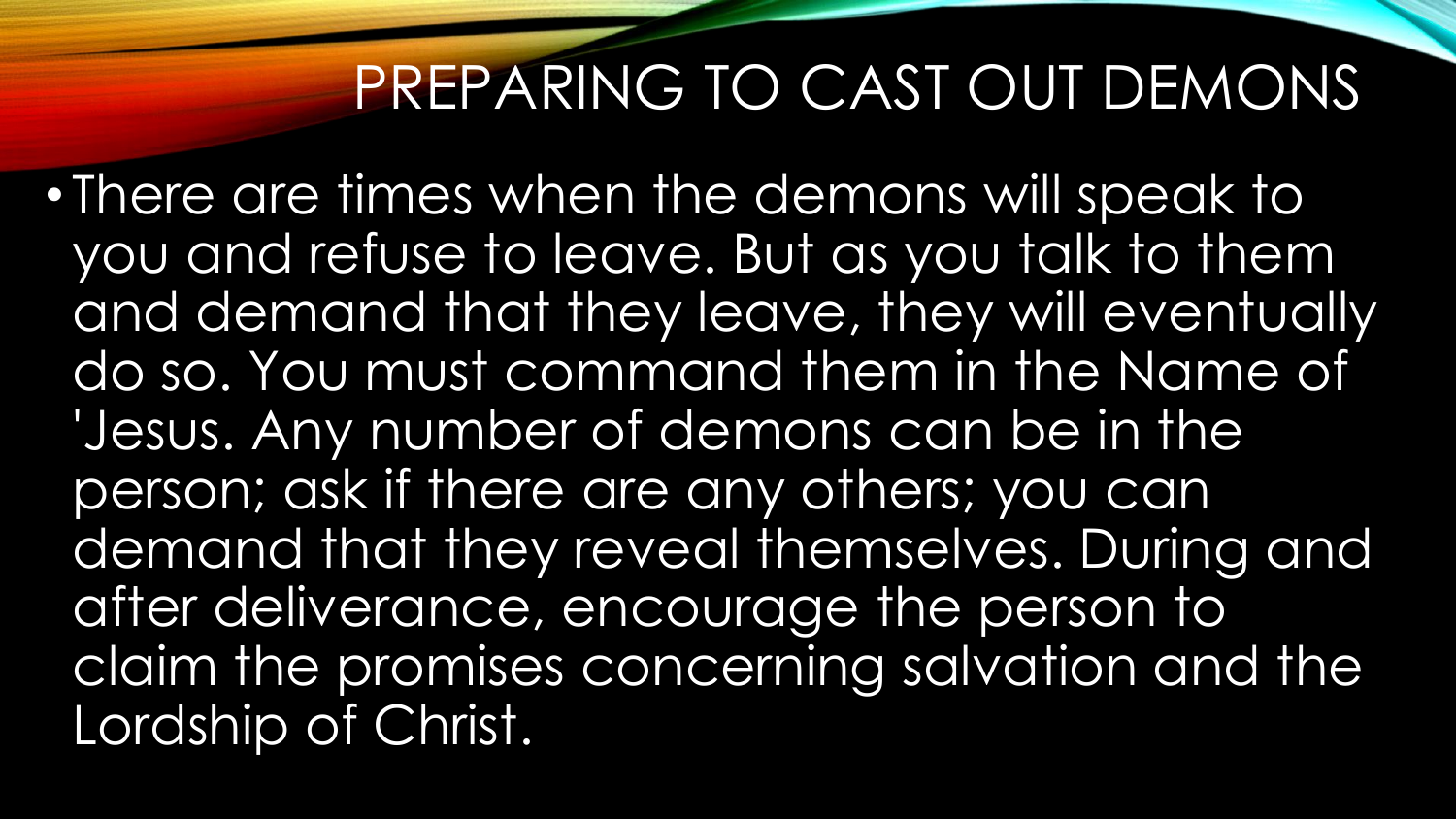# PREPARING TO CAST OUT DEMONS

- There are times when the demons will speak to you and refuse to leave. But as you talk to them and demand that they leave, they will eventually do so. You must command them in the Name of 'Jesus. Any number of demons can be in the person; ask if there are any others; you can demand that they reveal themselves. During and after deliverance, encourage the person to claim the promises concerning salvation and the Lordship of Christ.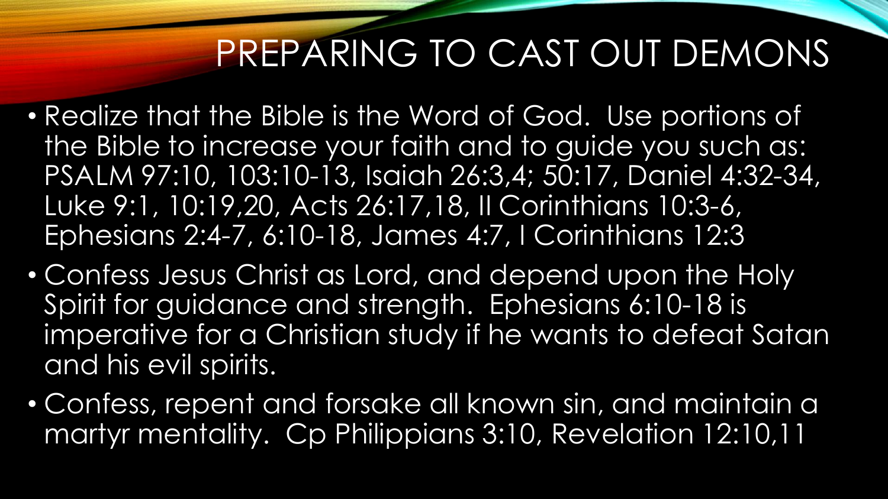# PREPARING TO CAST OUT DEMONS

- Realize that the Bible is the Word of God. Use portions of the Bible to increase your faith and to guide you such as: PSALM 97:10, 103:10-13, Isaiah 26:3,4; 50:17, Daniel 4:32-34, Luke 9:1, 10:19,20, Acts 26:17,18, II Corinthians 10:3-6, Ephesians 2:4-7, 6:10-18, James 4:7, I Corinthians 12:3
- Confess Jesus Christ as Lord, and depend upon the Holy Spirit for guidance and strength. Ephesians 6:10-18 is imperative for a Christian study if he wants to defeat Satan and his evil spirits.
- Confess, repent and forsake all known sin, and maintain a martyr mentality. Cp Philippians 3:10, Revelation 12:10,11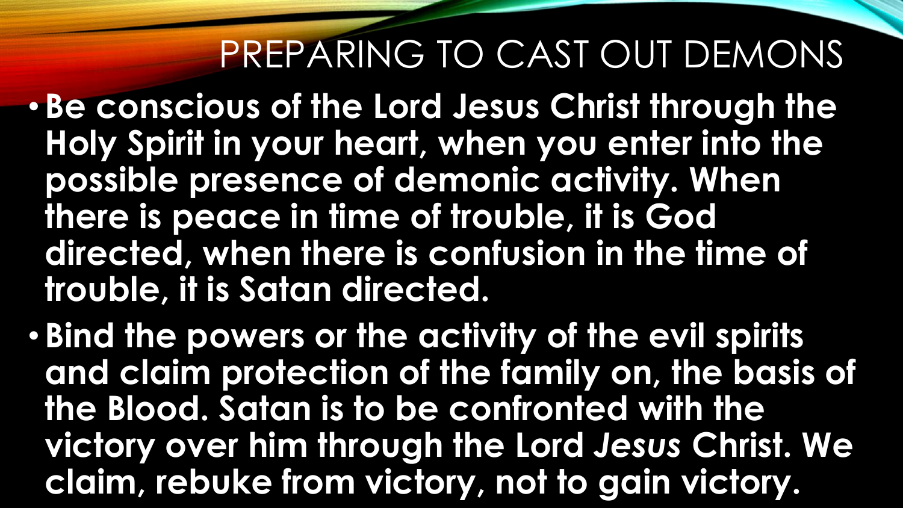# PREPARING TO CAST OUT DEMONS

- **Be conscious of the Lord Jesus Christ through the Holy Spirit in your heart, when you enter into the possible presence of demonic activity. When there is peace in time of trouble, it is God directed, when there is confusion in the time of trouble, it is Satan directed.**
- **Bind the powers or the activity of the evil spirits and claim protection of the family on, the basis of the Blood. Satan is to be confronted with the victory over him through the Lord *Jesus* Christ. We claim, rebuke from victory, not to gain victory.**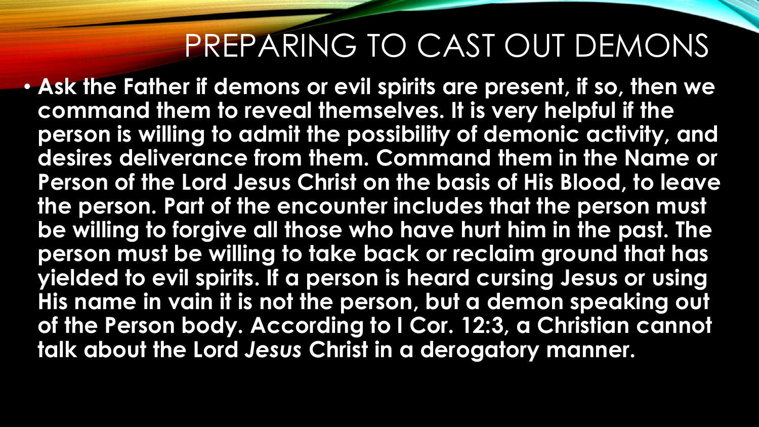# PREPARING TO CAST OUT DEMONS

- **Ask the Father if demons or evil spirits are present, if so, then we command them to reveal themselves. It is very helpful if the person is willing to admit the possibility of demonic activity, and desires deliverance from them. Command them in the Name or Person of the Lord Jesus Christ on the basis of His Blood, to leave the person. Part of the encounter includes that the person must be willing to forgive all those who have hurt him in the past. The person must be willing to take back or reclaim ground that has yielded to evil spirits. If a person is heard cursing Jesus or using His name in vain it is not the person, but a demon speaking out of the Person body. According to I Cor. 12:3, a Christian cannot talk about the Lord *Jesus* Christ in a derogatory manner.**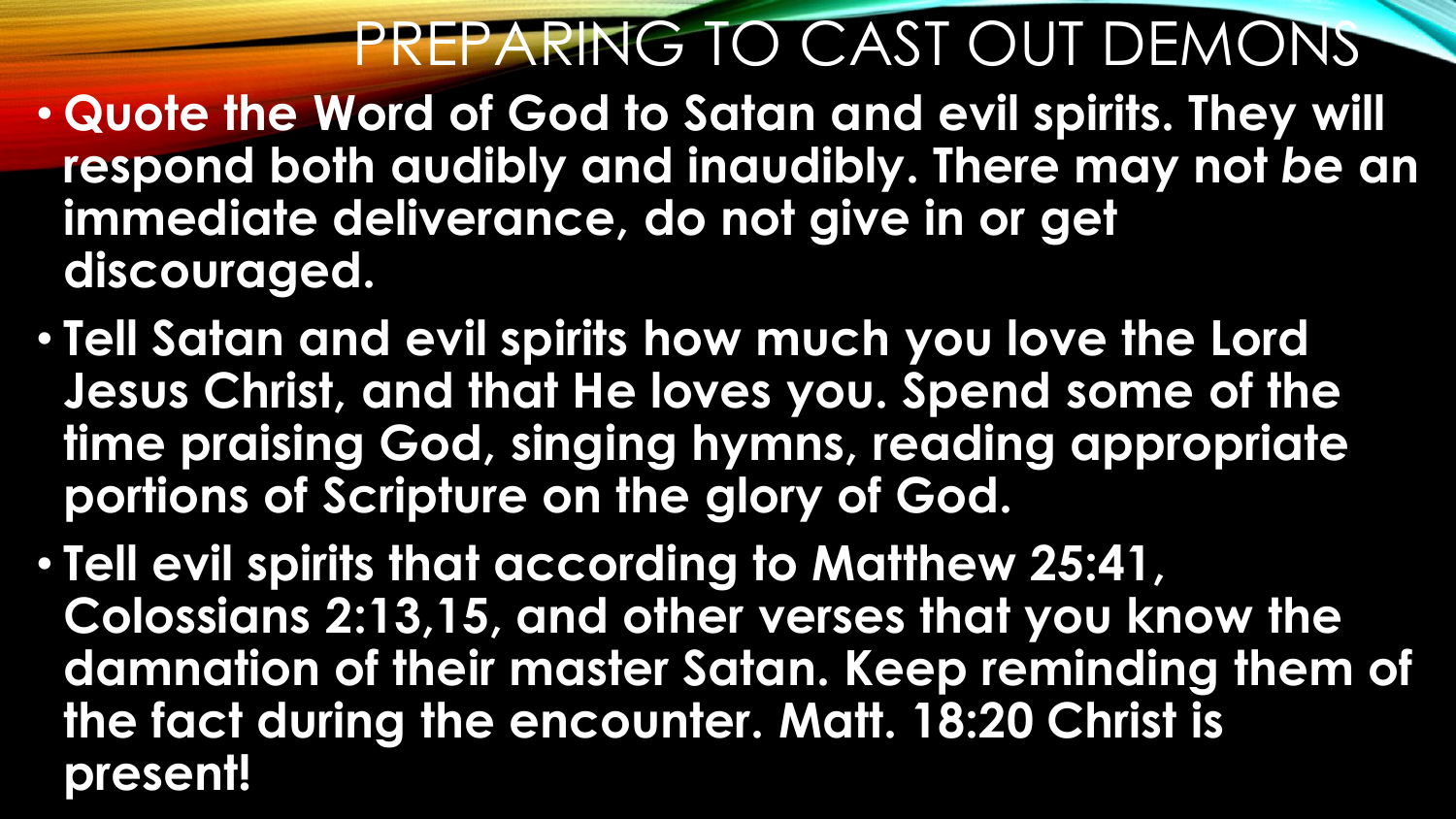# PREPARING TO CAST OUT DEMONS

- **Quote the Word of God to Satan and evil spirits. They will respond both audibly and inaudibly. There may not *be* an immediate deliverance, do not give in or get discouraged.**
- **Tell Satan and evil spirits how much you love the Lord Jesus Christ, and that He loves you. Spend some of the time praising God, singing hymns, reading appropriate portions of Scripture on the glory of God.**
- **Tell evil spirits that according to Matthew 25:41, Colossians 2:13,15, and other verses that you know the damnation of their master Satan. Keep reminding them of the fact during the encounter. Matt. 18:20 Christ is present!**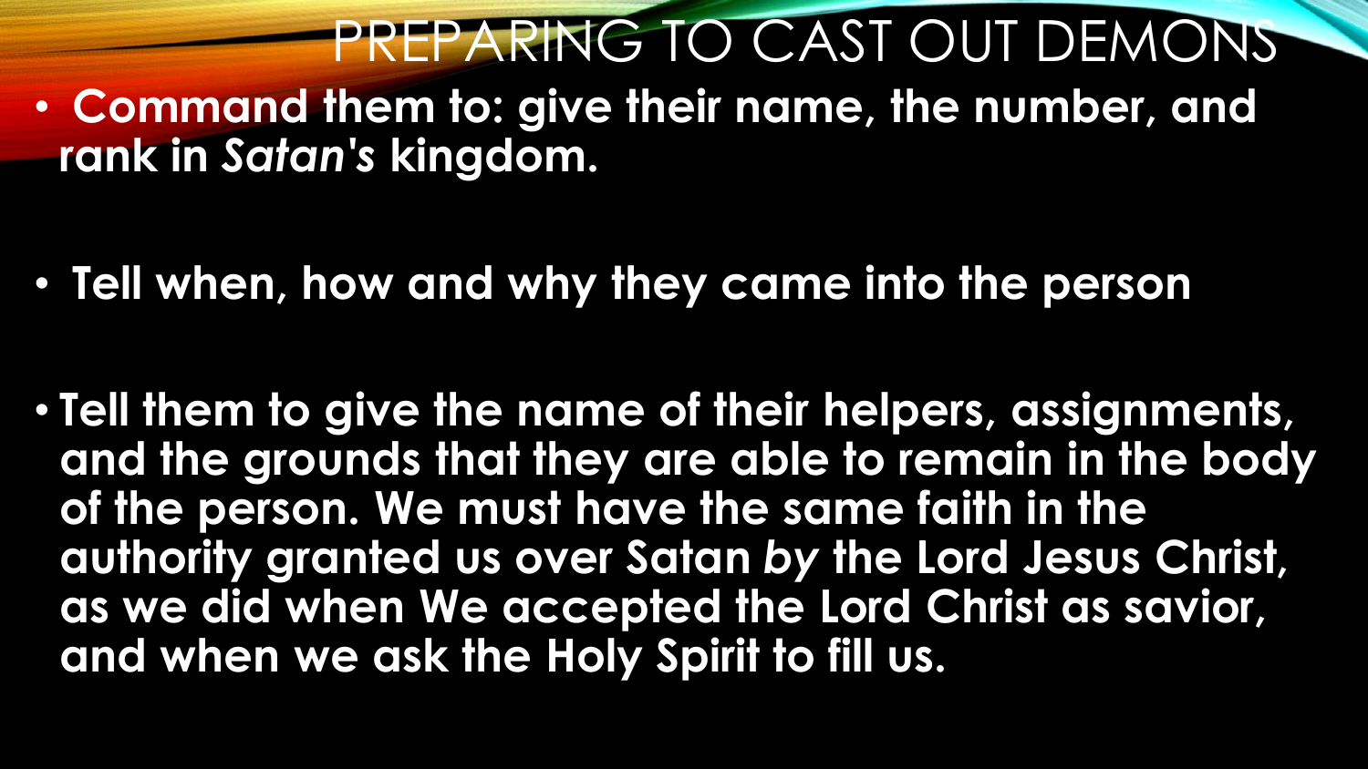# PREPARING TO CAST OUT DEMONS

- **Command them to: give their name, the number, and rank in *Satan's* kingdom.**

- **Tell when, how and why they came into the person**

- **Tell them to give the name of their helpers, assignments, and the grounds that they are able to remain in the body of the person. We must have the same faith in the authority granted us over Satan *by* the Lord Jesus Christ, as we did when We accepted the Lord Christ as savior, and when we ask the Holy Spirit to fill us.**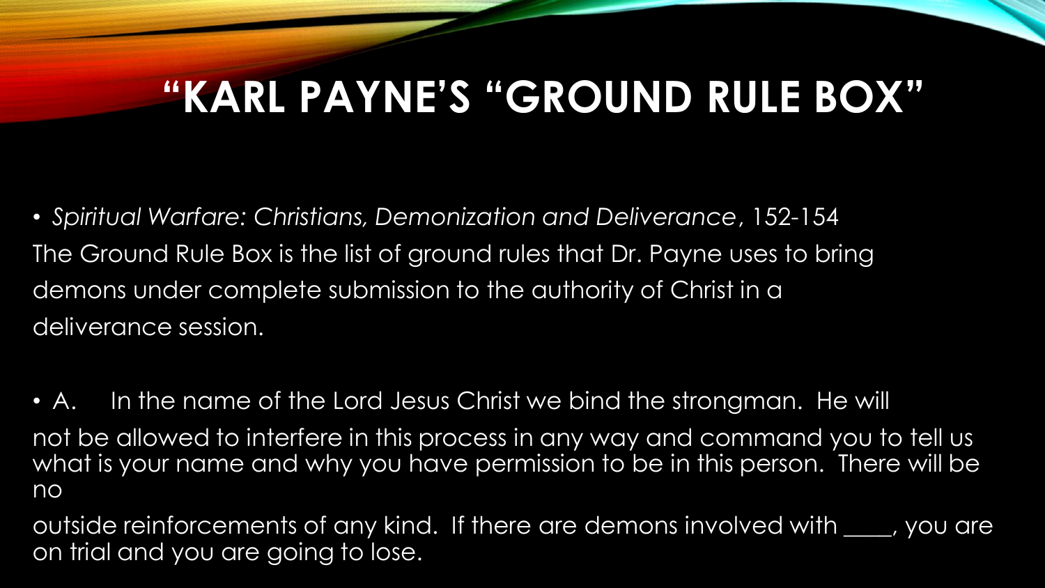# "KARL PAYNE'S "GROUND RULE BOX"

- *Spiritual Warfare: Christians, Demonization and Deliverance*, 152-154

The Ground Rule Box is the list of ground rules that Dr. Payne uses to bring demons under complete submission to the authority of Christ in a deliverance session.

- A. In the name of the Lord Jesus Christ we bind the strongman. He will not be allowed to interfere in this process in any way and command you to tell us what is your name and why you have permission to be in this person. There will be no outside reinforcements of any kind. If there are demons involved with ____, you are on trial and you are going to lose.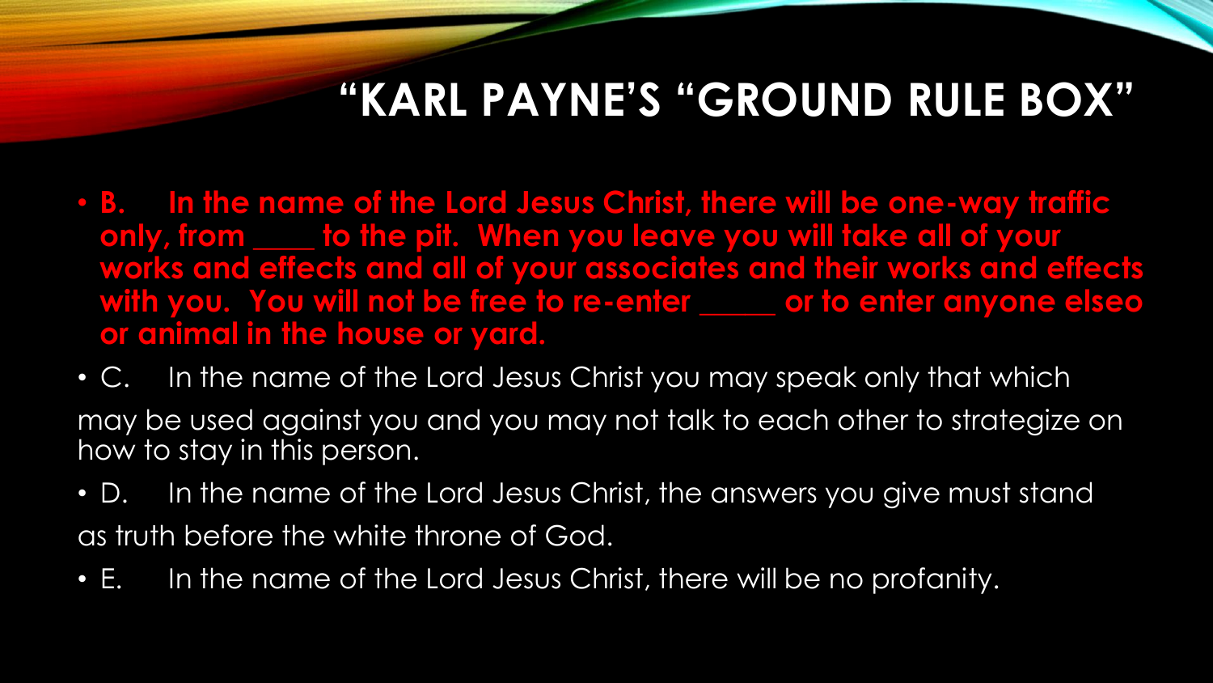# "KARL PAYNE'S "GROUND RULE BOX"

- **B. In the name of the Lord Jesus Christ, there will be one-way traffic only, from ____ to the pit. When you leave you will take all of your works and effects and all of your associates and their works and effects with you. You will not be free to re-enter _____ or to enter anyone elseo or animal in the house or yard.**
- C. In the name of the Lord Jesus Christ you may speak only that which may be used against you and you may not talk to each other to strategize on how to stay in this person.
- D. In the name of the Lord Jesus Christ, the answers you give must stand as truth before the white throne of God.
- E. In the name of the Lord Jesus Christ, there will be no profanity.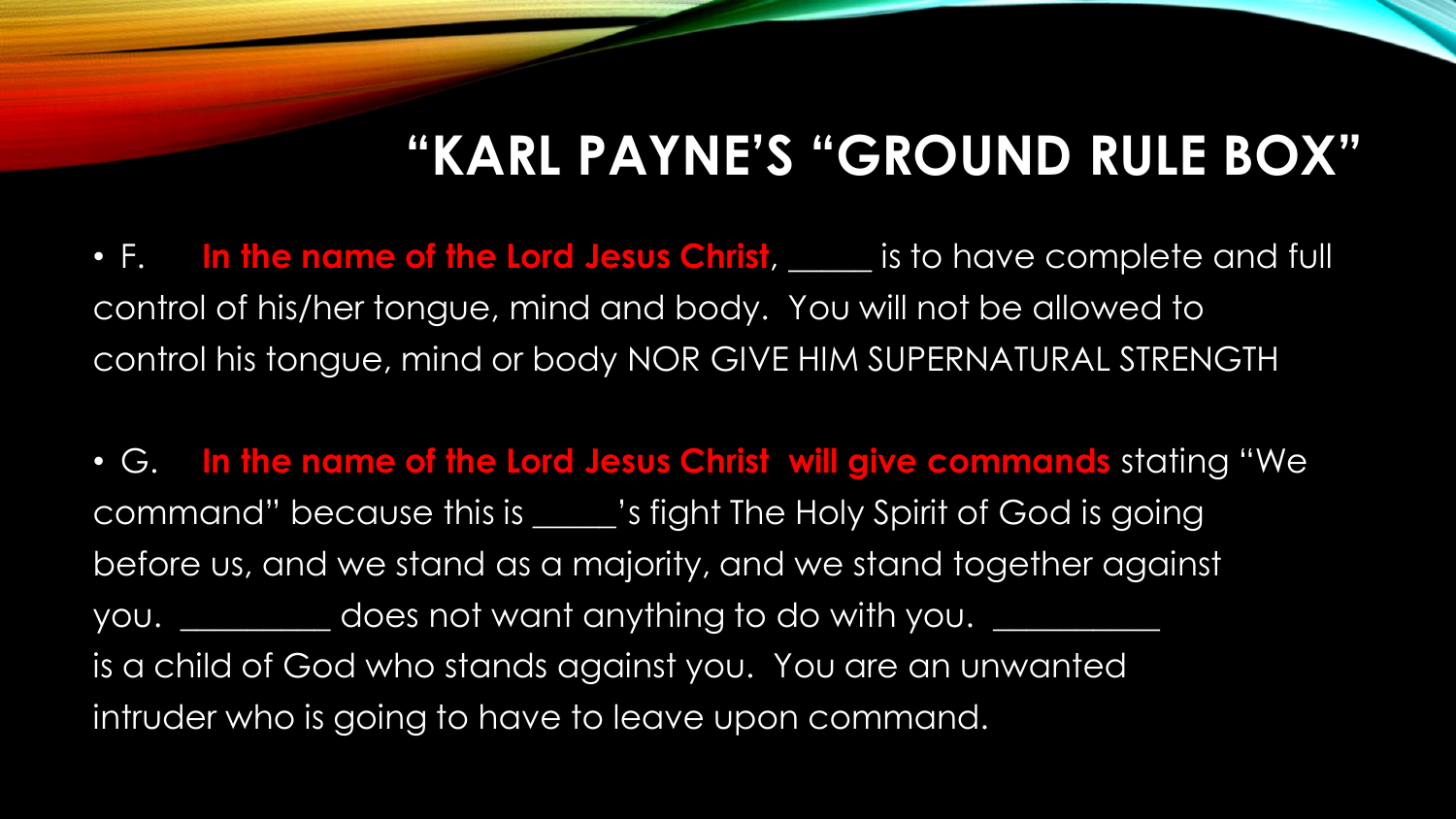# "KARL PAYNE'S "GROUND RULE BOX"

- F. **In the name of the Lord Jesus Christ**, _____ is to have complete and full control of his/her tongue, mind and body. You will not be allowed to control his tongue, mind or body NOR GIVE HIM SUPERNATURAL STRENGTH

- G. **In the name of the Lord Jesus Christ will give commands** stating "We command" because this is _____'s fight The Holy Spirit of God is going before us, and we stand as a majority, and we stand together against you. _________ does not want anything to do with you. __________ is a child of God who stands against you. You are an unwanted intruder who is going to have to leave upon command.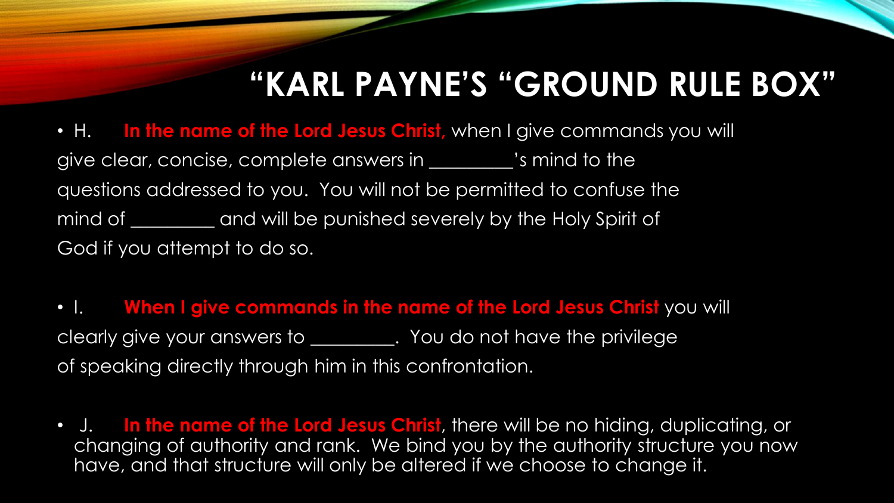# "KARL PAYNE'S "GROUND RULE BOX"

- H. **In the name of the Lord Jesus Christ,** when I give commands you will give clear, concise, complete answers in ________'s mind to the questions addressed to you. You will not be permitted to confuse the mind of ________ and will be punished severely by the Holy Spirit of God if you attempt to do so.

- I. **When I give commands in the name of the Lord Jesus Christ** you will clearly give your answers to ________. You do not have the privilege of speaking directly through him in this confrontation.

- J. **In the name of the Lord Jesus Christ**, there will be no hiding, duplicating, or changing of authority and rank. We bind you by the authority structure you now have, and that structure will only be altered if we choose to change it.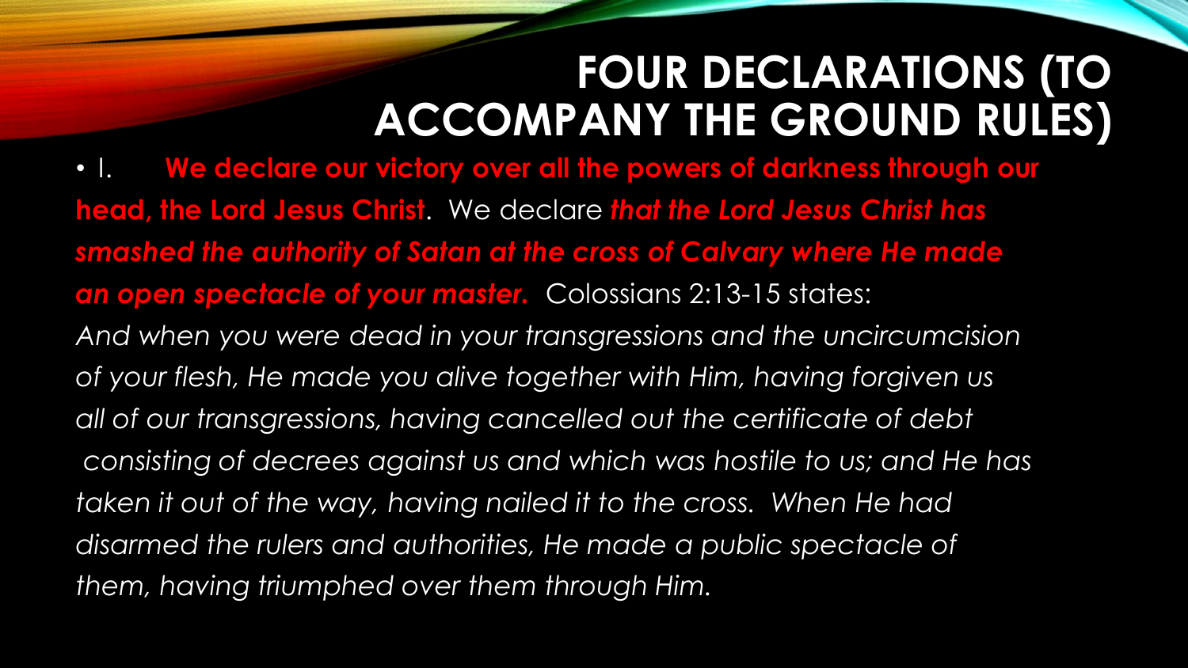# FOUR DECLARATIONS (TO ACCOMPANY THE GROUND RULES)

- I. **We declare our victory over all the powers of darkness through our head, the Lord Jesus Christ**. We declare ***that the Lord Jesus Christ has smashed the authority of Satan at the cross of Calvary where He made an open spectacle of your master.*** Colossians 2:13-15 states:

*And when you were dead in your transgressions and the uncircumcision of your flesh, He made you alive together with Him, having forgiven us all of our transgressions, having cancelled out the certificate of debt consisting of decrees against us and which was hostile to us; and He has taken it out of the way, having nailed it to the cross. When He had disarmed the rulers and authorities, He made a public spectacle of them, having triumphed over them through Him.*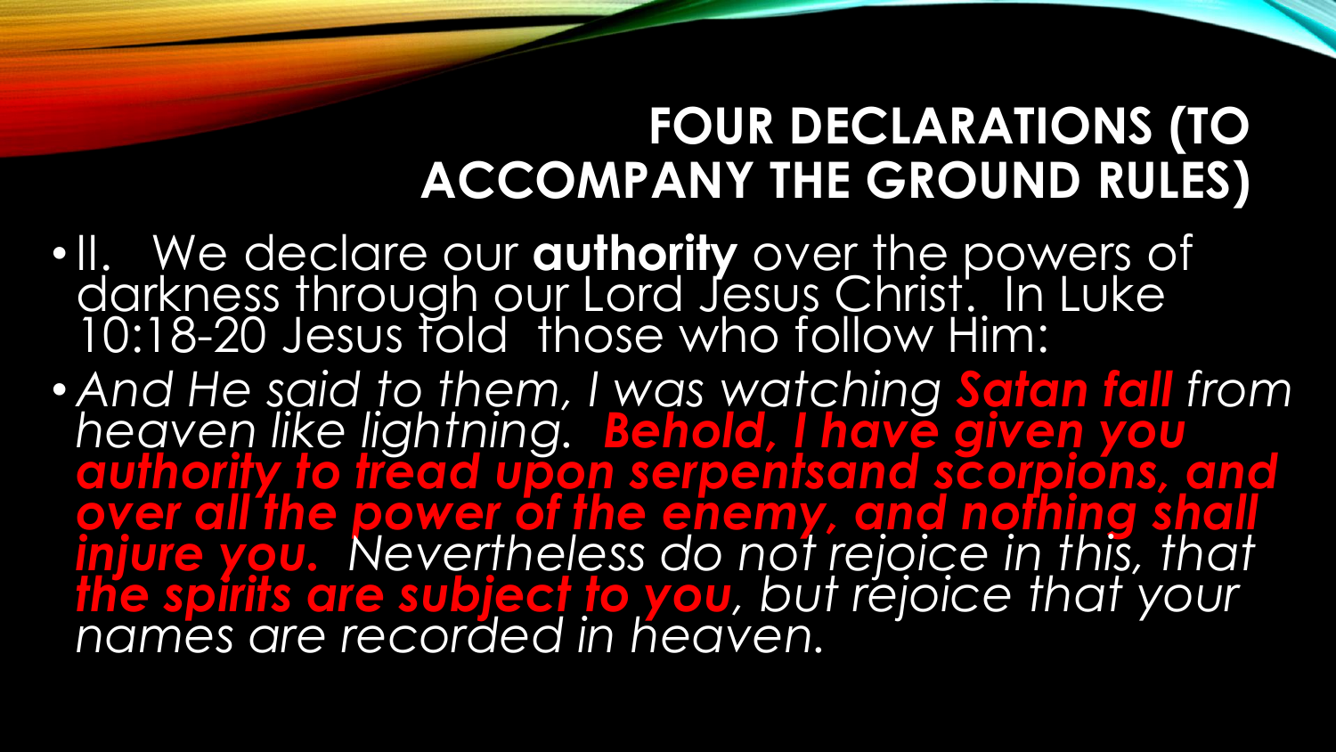# FOUR DECLARATIONS (TO ACCOMPANY THE GROUND RULES)

- II. We declare our **authority** over the powers of darkness through our Lord Jesus Christ. In Luke 10:18-20 Jesus told those who follow Him:
- *And He said to them, I was watching* ***Satan fall*** *from heaven like lightning.* ***Behold, I have given you authority to tread upon serpentsand scorpions, and over all the power of the enemy, and nothing shall injure you.*** *Nevertheless do not rejoice in this, that* ***the spirits are subject to you****, but rejoice that your names are recorded in heaven.*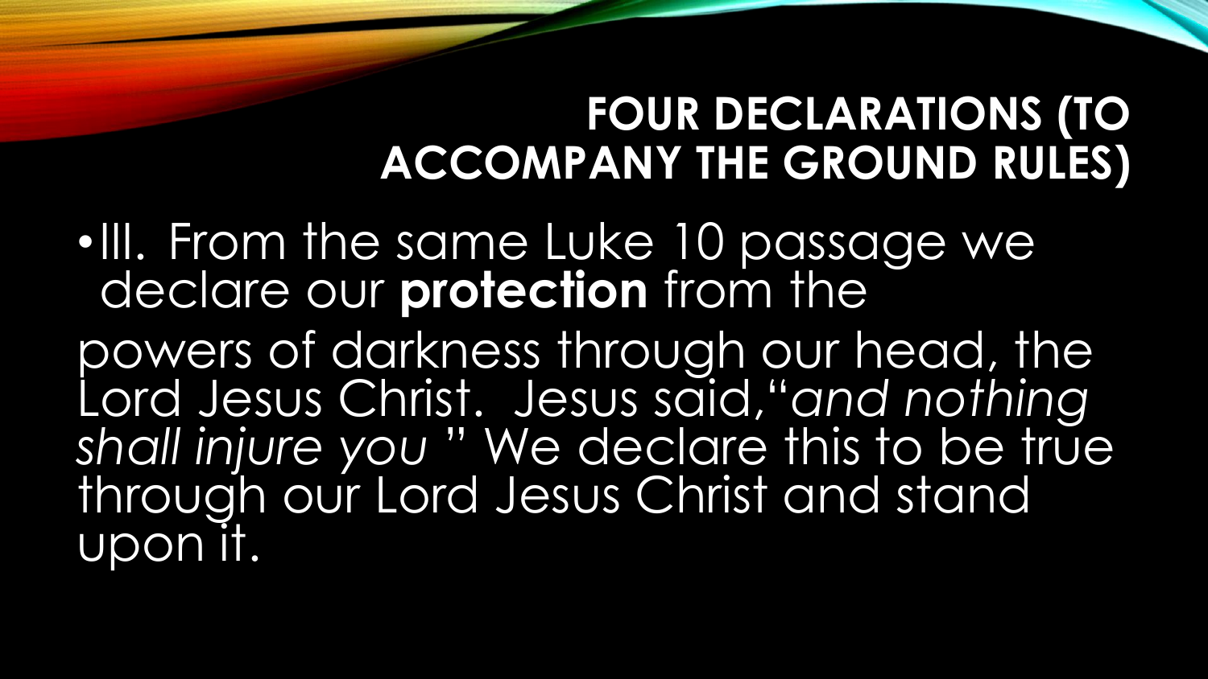## FOUR DECLARATIONS (TO ACCOMPANY THE GROUND RULES)

- III. From the same Luke 10 passage we declare our **protection** from the

powers of darkness through our head, the Lord Jesus Christ. Jesus said,"*and nothing shall injure you* " We declare this to be true through our Lord Jesus Christ and stand upon it.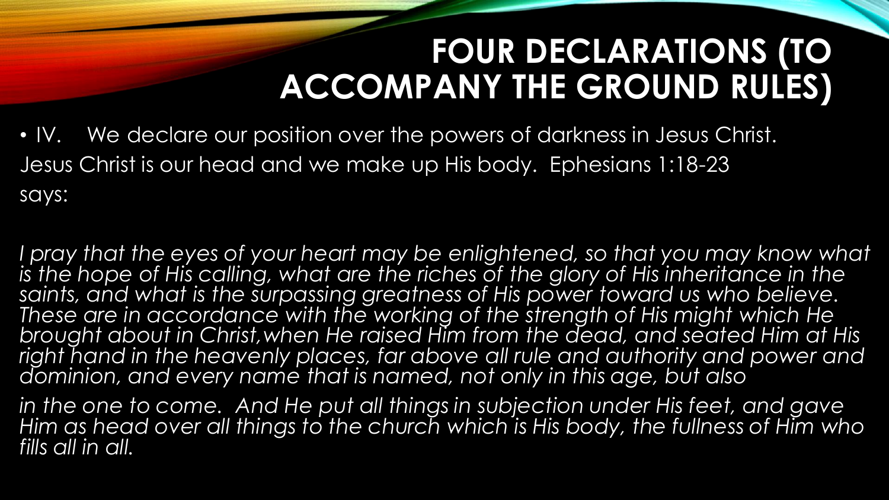# FOUR DECLARATIONS (TO ACCOMPANY THE GROUND RULES)

- IV. We declare our position over the powers of darkness in Jesus Christ.

Jesus Christ is our head and we make up His body. Ephesians 1:18-23 says:

*I pray that the eyes of your heart may be enlightened, so that you may know what is the hope of His calling, what are the riches of the glory of His inheritance in the saints, and what is the surpassing greatness of His power toward us who believe. These are in accordance with the working of the strength of His might which He brought about in Christ, when He raised Him from the dead, and seated Him at His right hand in the heavenly places, far above all rule and authority and power and dominion, and every name that is named, not only in this age, but also in the one to come. And He put all things in subjection under His feet, and gave Him as head over all things to the church which is His body, the fullness of Him who fills all in all.*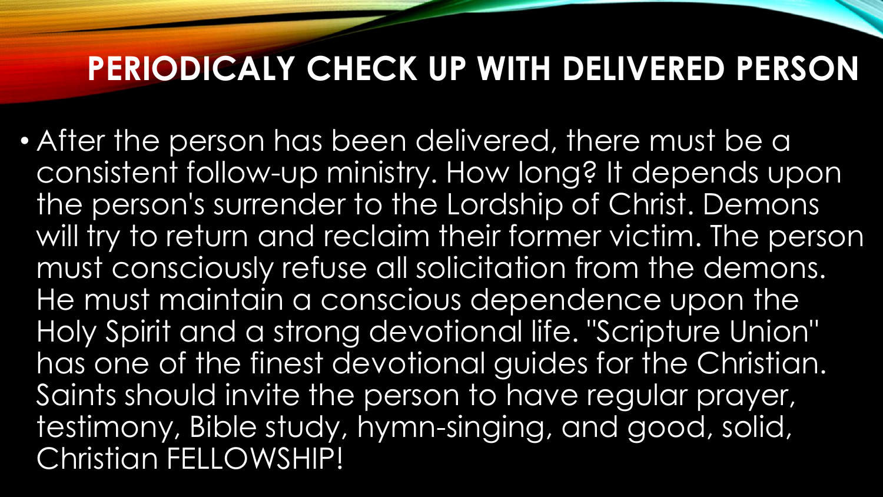# PERIODICALY CHECK UP WITH DELIVERED PERSON

- After the person has been delivered, there must be a consistent follow-up ministry. How long? It depends upon the person's surrender to the Lordship of Christ. Demons will try to return and reclaim their former victim. The person must consciously refuse all solicitation from the demons. He must maintain a conscious dependence upon the Holy Spirit and a strong devotional life. "Scripture Union" has one of the finest devotional guides for the Christian. Saints should invite the person to have regular prayer, testimony, Bible study, hymn-singing, and good, solid, Christian FELLOWSHIP!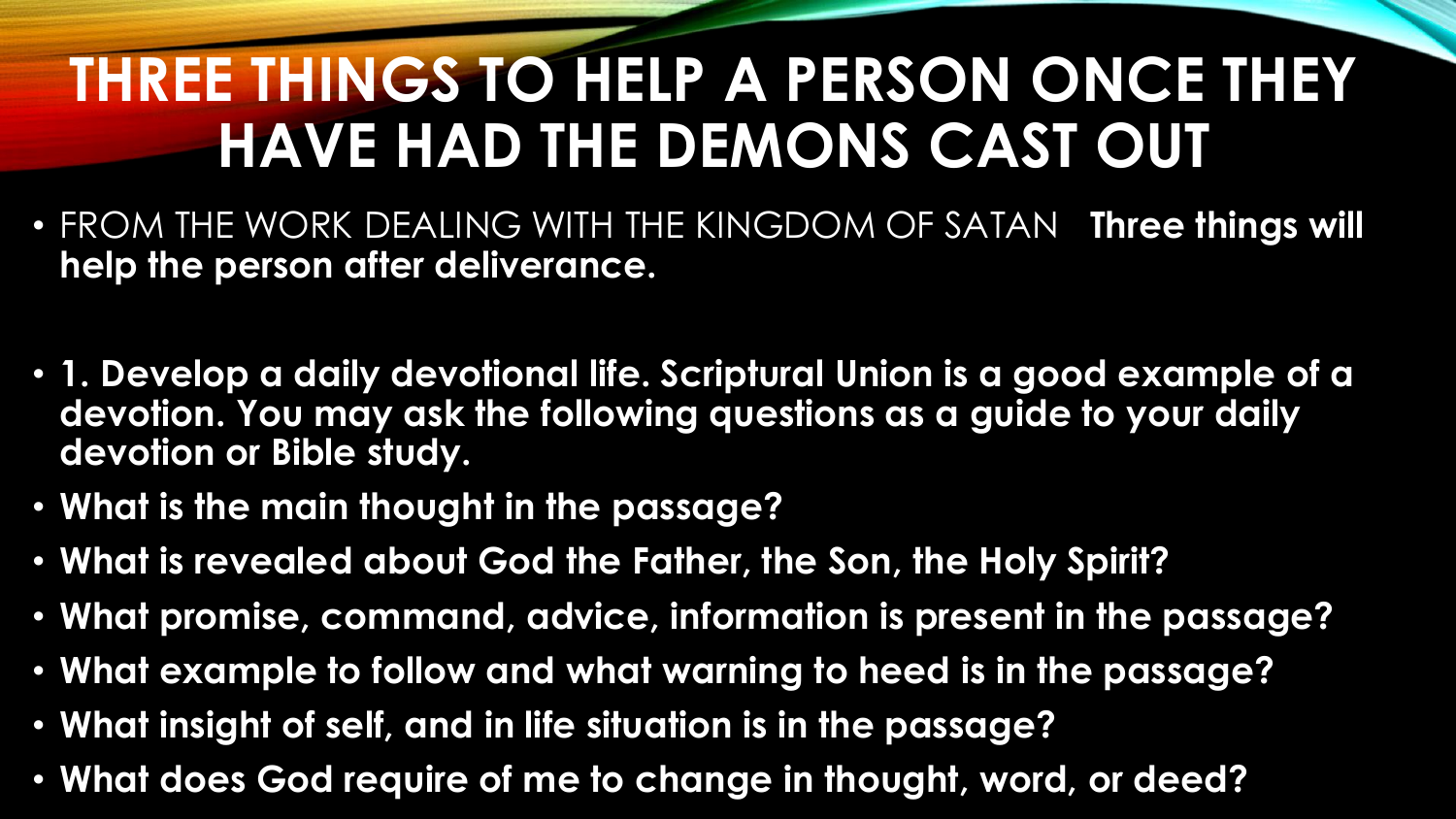# THREE THINGS TO HELP A PERSON ONCE THEY HAVE HAD THE DEMONS CAST OUT

- FROM THE WORK DEALING WITH THE KINGDOM OF SATAN **Three things will help the person after deliverance.**
- **1. Develop a daily devotional life. Scriptural Union is a good example of a devotion. You may ask the following questions as a guide to your daily devotion or Bible study.**
- **What is the main thought in the passage?**
- **What is revealed about God the Father, the Son, the Holy Spirit?**
- **What promise, command, advice, information is present in the passage?**
- **What example to follow and what warning to heed is in the passage?**
- **What insight of self, and in life situation is in the passage?**
- **What does God require of me to change in thought, word, or deed?**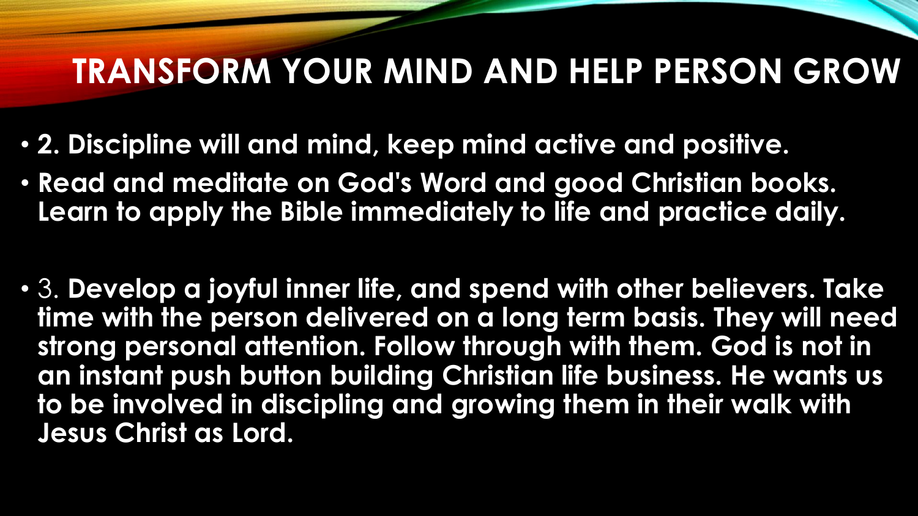# TRANSFORM YOUR MIND AND HELP PERSON GROW

- **2. Discipline will and mind, keep mind active and positive.**
- **Read and meditate on God's Word and good Christian books. Learn to apply the Bible immediately to life and practice daily.**

- 3. **Develop a joyful inner life, and spend with other believers. Take time with the person delivered on a long term basis. They will need strong personal attention. Follow through with them. God is not in an instant push button building Christian life business. He wants us to be involved in discipling and growing them in their walk with Jesus Christ as Lord.**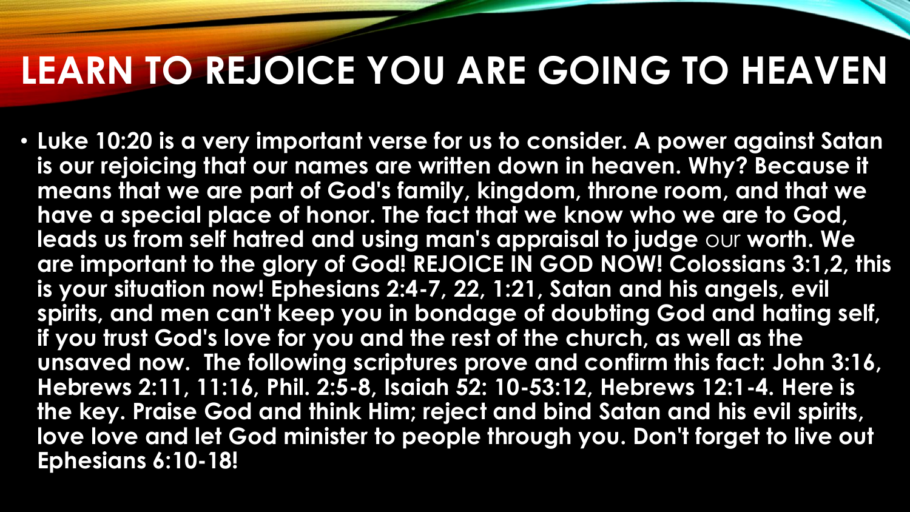# LEARN TO REJOICE YOU ARE GOING TO HEAVEN

- **Luke 10:20 is a very important verse for us to consider. A power against Satan is our rejoicing that our names are written down in heaven. Why? Because it means that we are part of God's family, kingdom, throne room, and that we have a special place of honor. The fact that we know who we are to God, leads us from self hatred and using man's appraisal to judge our worth. We are important to the glory of God! REJOICE IN GOD NOW! Colossians 3:1,2, this is your situation now! Ephesians 2:4-7, 22, 1:21, Satan and his angels, evil spirits, and men can't keep you in bondage of doubting God and hating self, if you trust God's love for you and the rest of the church, as well as the unsaved now. The following scriptures prove and confirm this fact: John 3:16, Hebrews 2:11, 11:16, Phil. 2:5-8, Isaiah 52: 10-53:12, Hebrews 12:1-4. Here is the key. Praise God and think Him; reject and bind Satan and his evil spirits, love love and let God minister to people through you. Don't forget to live out Ephesians 6:10-18!**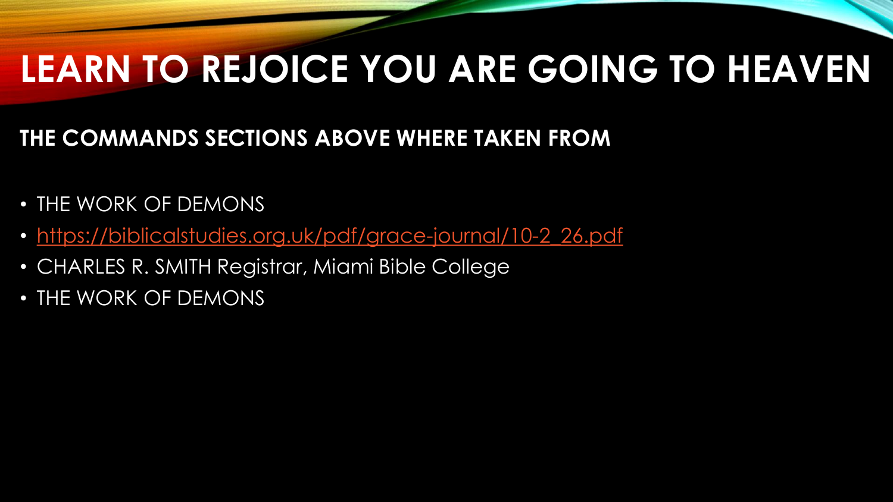# LEARN TO REJOICE YOU ARE GOING TO HEAVEN

**THE COMMANDS SECTIONS ABOVE WHERE TAKEN FROM**

- THE WORK OF DEMONS
- https://biblicalstudies.org.uk/pdf/grace-journal/10-2_26.pdf
- CHARLES R. SMITH Registrar, Miami Bible College
- THE WORK OF DEMONS